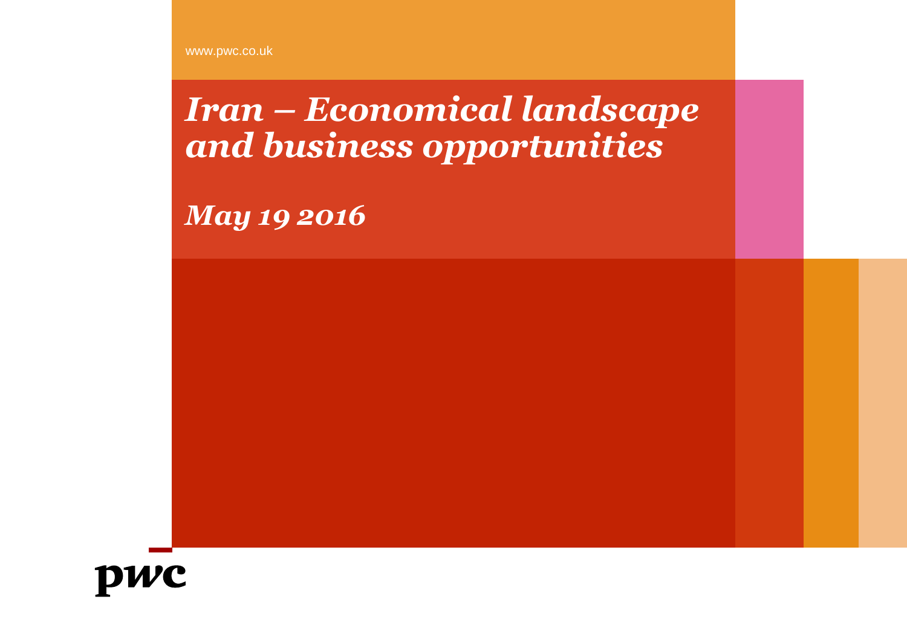www.pwc.co.uk

# *Iran – Economical landscape and business opportunities*

## *May 19 2016*

pwc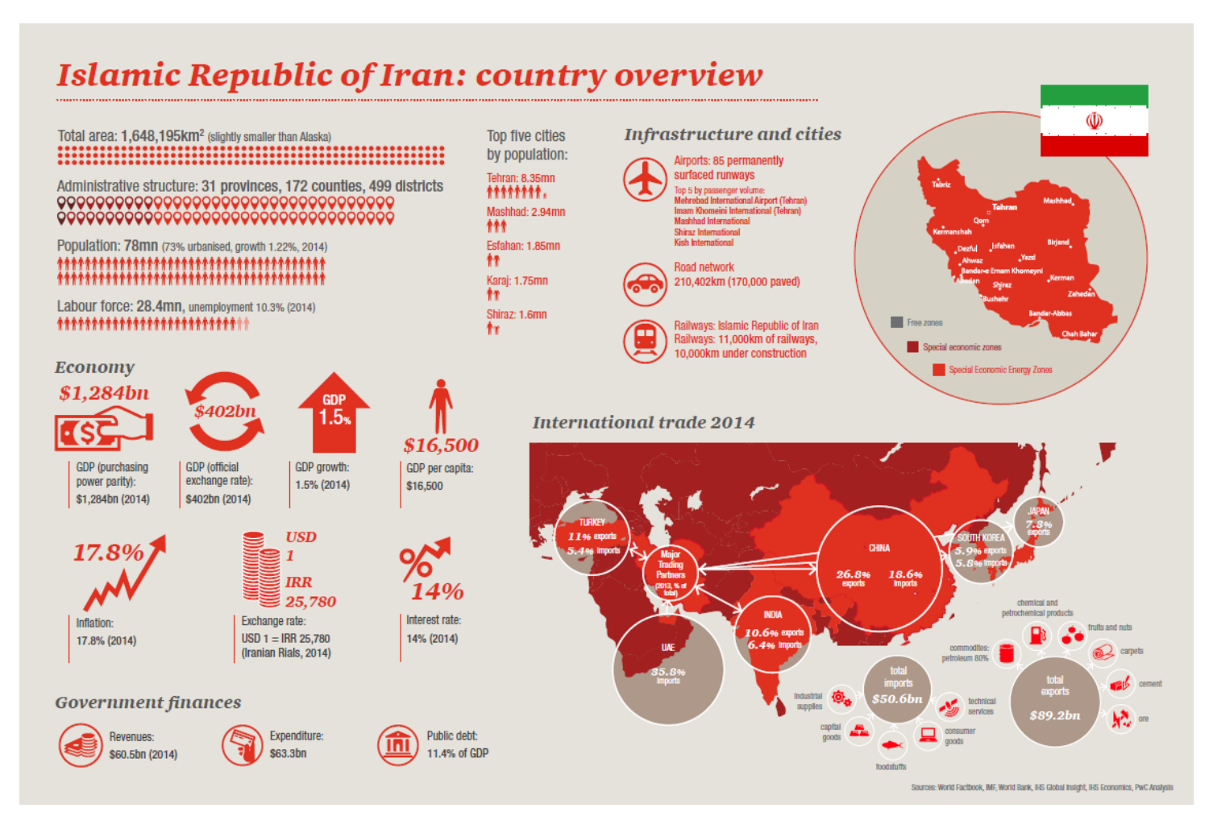# Islamic Republic of Iran: country overview

Total area: 1,648,195km$^2$ (slightly smaller than Alaska)

Administrative structure: 31 provinces, 172 counties, 499 districts

Population: 78mn (73% urbanised, growth 1.22%, 2014)

Labour force: 28.4mn, unemployment 10.3% (2014)

Top five cities by population:

- Tehran: 8.35mn
- Mashhad: 2.94mn
- Esfahan: 1.85mn
- Karaj: 1.75mn
- Shiraz: 1.6mn

## Infrastructure and cities

Airports: 85 permanently surfaced runways

Top 5 by passenger volume:
- Mehrabad International Airport (Tehran)
- Imam Khomeini International (Tehran)
- Mashhad International
- Shiraz International
- Kish International

Road network
210,402km (170,000 paved)

Railways: Islamic Republic of Iran Railways: 11,000km of railways, 10,000km under construction

Tabriz, Tehran, Mashhad, Qom, Kermanshah, Dezful, Isfahan, Birjand, Ahwaz, Yazd, Bandar-e Emam Khomeyni, Abadan, Kerman, Shiraz, Bushehr, Zahedan, Bandar-Abbas, Chah Bahar

- Free zones
- Special economic zones
- Special Economic Energy Zones

## Economy

$1,284bn
GDP (purchasing power parity): $1,284bn (2014)

$402bn
GDP (official exchange rate): $402bn (2014)

GDP 1.5%
GDP growth: 1.5% (2014)

$16,500
GDP per capita: $16,500

17.8%
Inflation: 17.8% (2014)

USD 1 IRR 25,780
Exchange rate: USD 1 = IRR 25,780 (Iranian Rials, 2014)

14%
Interest rate: 14% (2014)

## International trade 2014

Major Trading Partners (2013, % of total)

- TURKEY: 11% exports, 5.4% imports
- CHINA: 26.8% exports, 18.6% imports
- SOUTH KOREA: 5.9% exports, 5.8% imports
- JAPAN: 7.3% exports
- INDIA: 10.6% exports, 6.4% imports
- UAE: 35.8% imports

total imports $50.6bn: industrial supplies, capital goods, foodstuffs, consumer goods, technical services

total exports $89.2bn: commodities: petroleum 80%, chemical and petrochemical products, fruits and nuts, carpets, cement, ore

## Government finances

Revenues: $60.5bn (2014)

Expenditure: $63.3bn

Public debt: 11.4% of GDP

Sources: World Factbook, IMF, World Bank, IHS Global Insight, IHS Economics, PwC Analysis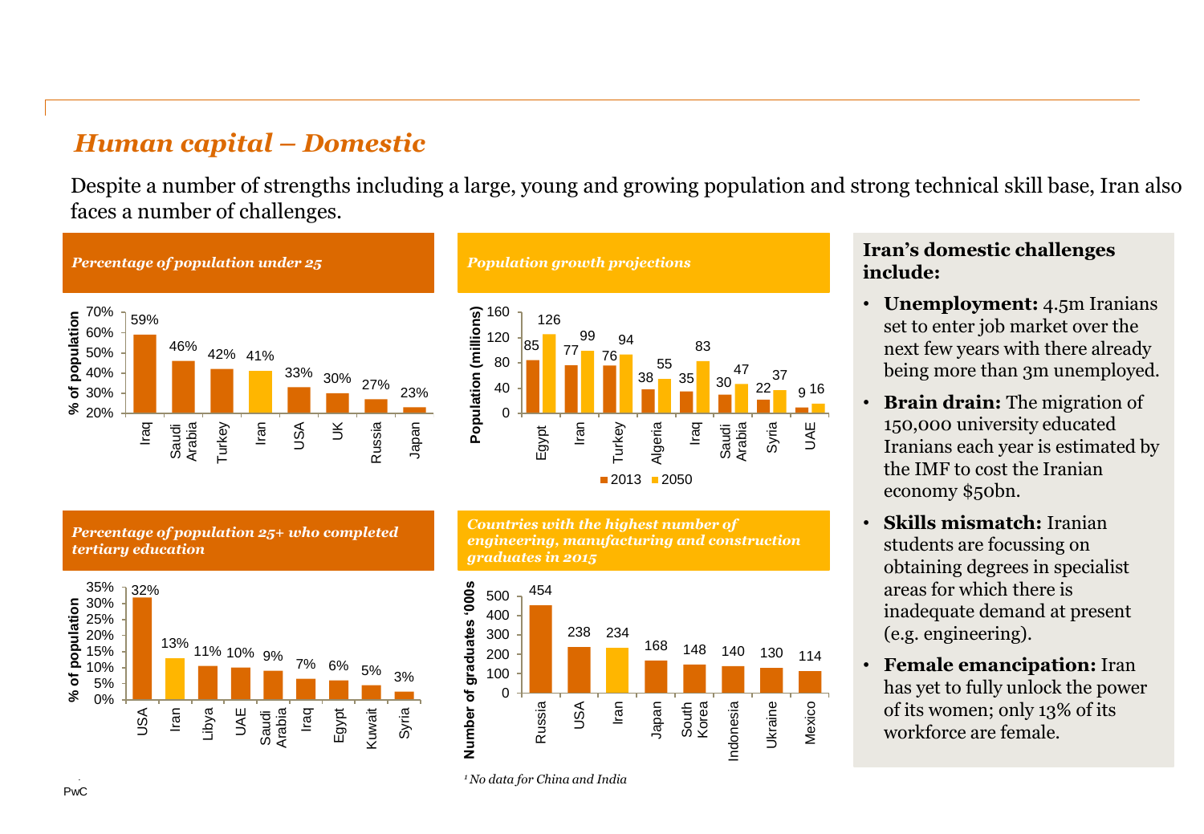## *Human capital – Domestic*

Despite a number of strengths including a large, young and growing population and strong technical skill base, Iran also faces a number of challenges.

***Percentage of population under 25***

| Country | % of population |
|---|---|
| Iraq | 59% |
| Saudi Arabia | 46% |
| Turkey | 42% |
| Iran | 41% |
| USA | 33% |
| UK | 30% |
| Russia | 27% |
| Japan | 23% |

***Population growth projections***

| Country | 2013 (millions) | 2050 (millions) |
|---|---|---|
| Egypt | 85 | 126 |
| Iran | 77 | 99 |
| Turkey | 76 | 94 |
| Algeria | 38 | 55 |
| Iraq | 35 | 83 |
| Saudi Arabia | 30 | 47 |
| Syria | 22 | 37 |
| UAE | 9 | 16 |

***Percentage of population 25+ who completed tertiary education***

| Country | % of population |
|---|---|
| USA | 32% |
| Iran | 13% |
| Libya | 11% |
| UAE | 10% |
| Saudi Arabia | 9% |
| Iraq | 7% |
| Egypt | 6% |
| Kuwait | 5% |
| Syria | 3% |

***Countries with the highest number of engineering, manufacturing and construction graduates in 2015***

| Country | Number of graduates '000s |
|---|---|
| Russia | 454 |
| USA | 238 |
| Iran | 234 |
| Japan | 168 |
| South Korea | 148 |
| Indonesia | 140 |
| Ukraine | 130 |
| Mexico | 114 |

*[1] No data for China and India*

**Iran's domestic challenges include:**

- **Unemployment:** 4.5m Iranians set to enter job market over the next few years with there already being more than 3m unemployed.
- **Brain drain:** The migration of 150,000 university educated Iranians each year is estimated by the IMF to cost the Iranian economy $50bn.
- **Skills mismatch:** Iranian students are focussing on obtaining degrees in specialist areas for which there is inadequate demand at present (e.g. engineering).
- **Female emancipation:** Iran has yet to fully unlock the power of its women; only 13% of its workforce are female.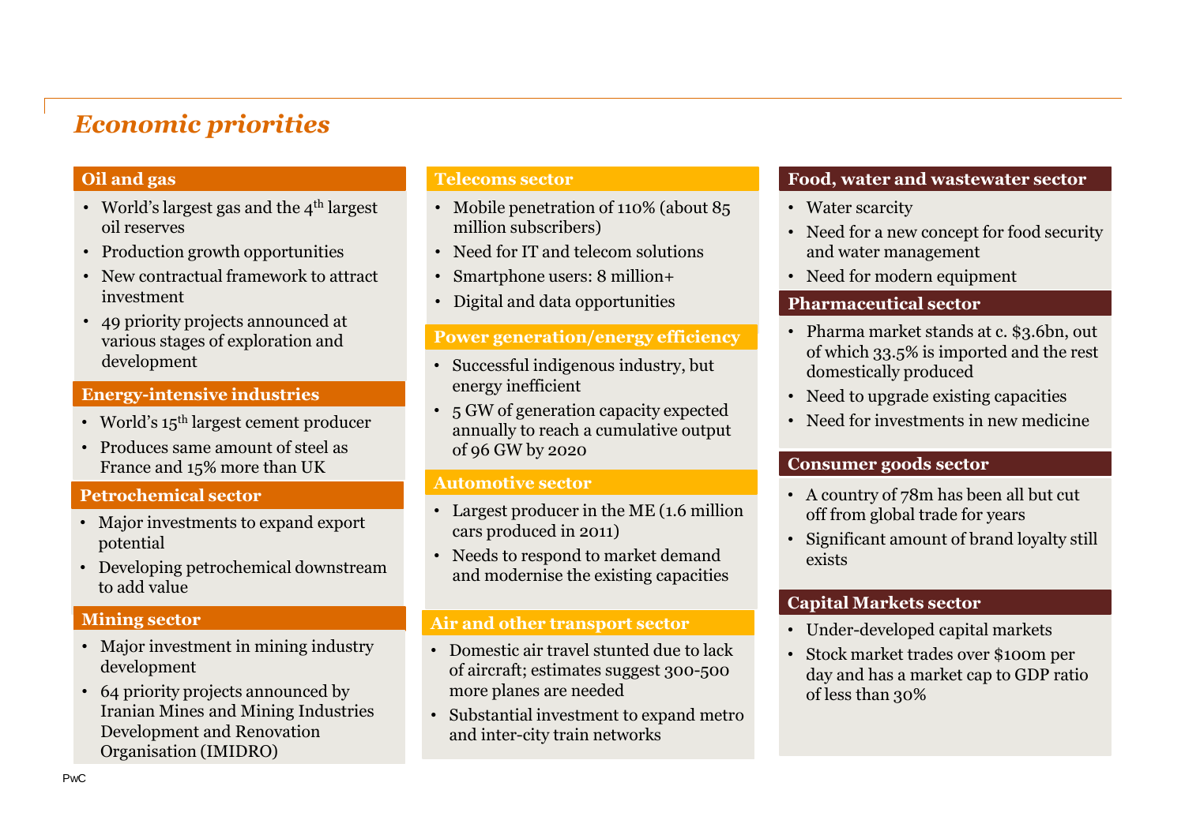# *Economic priorities*

## Oil and gas

- World's largest gas and the 4th largest oil reserves
- Production growth opportunities
- New contractual framework to attract investment
- 49 priority projects announced at various stages of exploration and development

## Energy-intensive industries

- World's 15th largest cement producer
- Produces same amount of steel as France and 15% more than UK

## Petrochemical sector

- Major investments to expand export potential
- Developing petrochemical downstream to add value

## Mining sector

- Major investment in mining industry development
- 64 priority projects announced by Iranian Mines and Mining Industries Development and Renovation Organisation (IMIDRO)

## Telecoms sector

- Mobile penetration of 110% (about 85 million subscribers)
- Need for IT and telecom solutions
- Smartphone users: 8 million+
- Digital and data opportunities

## Power generation/energy efficiency

- Successful indigenous industry, but energy inefficient
- 5 GW of generation capacity expected annually to reach a cumulative output of 96 GW by 2020

## Automotive sector

- Largest producer in the ME (1.6 million cars produced in 2011)
- Needs to respond to market demand and modernise the existing capacities

## Air and other transport sector

- Domestic air travel stunted due to lack of aircraft; estimates suggest 300-500 more planes are needed
- Substantial investment to expand metro and inter-city train networks

## Food, water and wastewater sector

- Water scarcity
- Need for a new concept for food security and water management
- Need for modern equipment

## Pharmaceutical sector

- Pharma market stands at c. $3.6bn, out of which 33.5% is imported and the rest domestically produced
- Need to upgrade existing capacities
- Need for investments in new medicine

## Consumer goods sector

- A country of 78m has been all but cut off from global trade for years
- Significant amount of brand loyalty still exists

## Capital Markets sector

- Under-developed capital markets
- Stock market trades over $100m per day and has a market cap to GDP ratio of less than 30%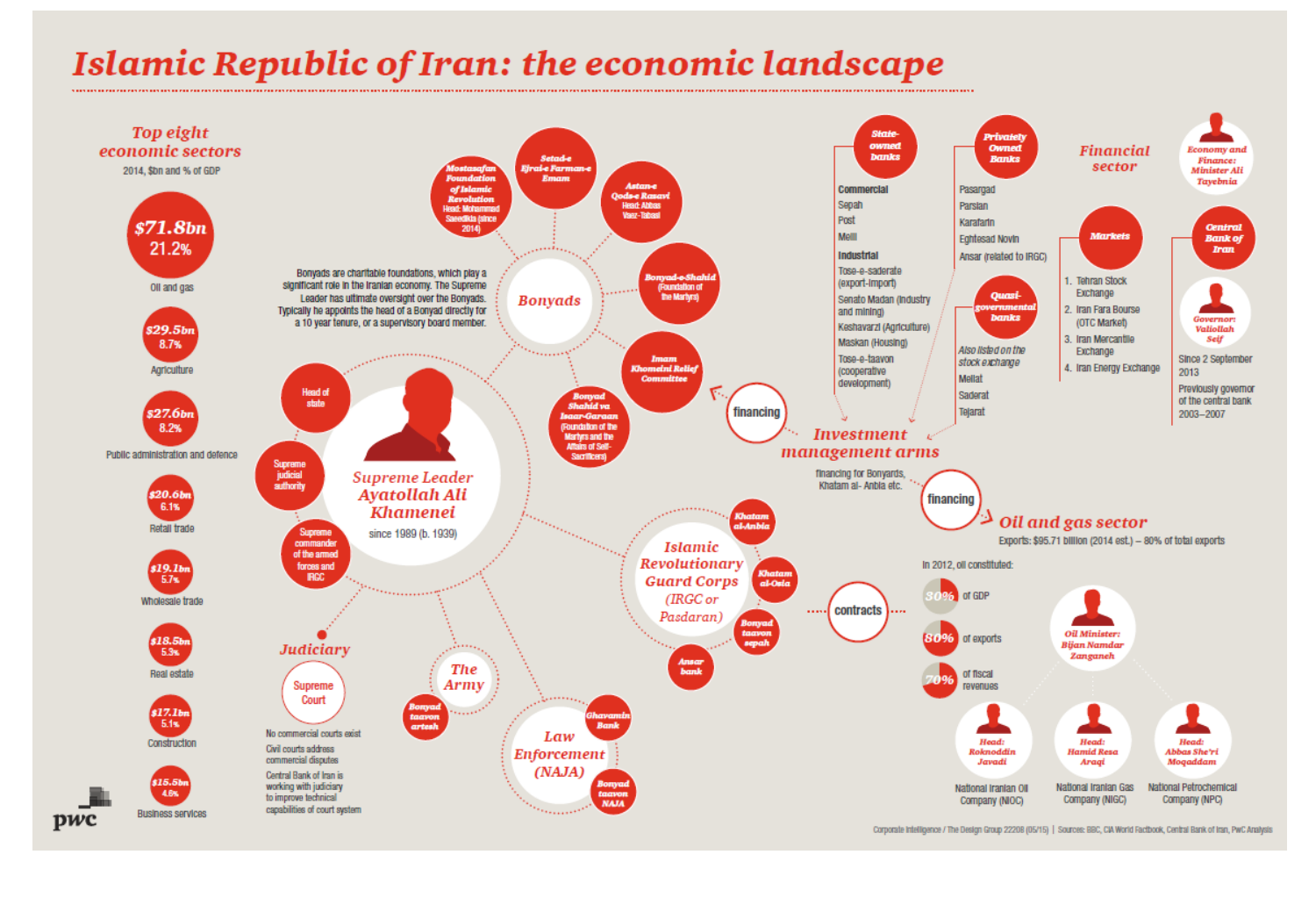# Islamic Republic of Iran: the economic landscape

## Top eight economic sectors

2014, $bn and % of GDP

| Sector | $bn | % of GDP |
|---|---|---|
| Oil and gas | $71.8bn | 21.2% |
| Agriculture | $29.5bn | 8.7% |
| Public administration and defence | $27.6bn | 8.2% |
| Retail trade | $20.6bn | 6.1% |
| Wholesale trade | $19.1bn | 5.7% |
| Real estate | $18.5bn | 5.3% |
| Construction | $17.1bn | 5.1% |
| Business services | $15.5bn | 4.6% |

## Supreme Leader Ayatollah Ali Khamenei

since 1989 (b. 1939)

- Head of state
- Supreme judicial authority
- Supreme commander of the armed forces and IRGC

## Bonyads

Bonyads are charitable foundations, which play a significant role in the Iranian economy. The Supreme Leader has ultimate oversight over the Bonyads. Typically he appoints the head of a Bonyad directly for a 10 year tenure, or a supervisory board member.

- Mostazafan Foundation of Islamic Revolution — Head: Mohammad Saeedikia (since 2014)
- Setad-e Ejrai-e Farman-e Emam
- Astan-e Qods-e Rasavi — Head: Abbas Vaez-Tabasi
- Bonyad-e-Shahid (Foundation of the Martyrs)
- Imam Khomeini Relief Committee
- Bonyad Shahid va Isaar-Garaan (Foundation of the Martyrs and the Affairs of Self-Sacrificers)

## Judiciary

Supreme Court

No commercial courts exist

Civil courts address commercial disputes

Central Bank of Iran is working with judiciary to improve technical capabilities of court system

## The Army

- Bonyad taavon artesh

## Law Enforcement (NAJA)

- Ghavamin Bank
- Bonyad taavon NAJA

## Islamic Revolutionary Guard Corps (IRGC or Pasdaran)

- Khatam al-Anbia
- Khatam al-Osia
- Bonyad taavon sepah
- Ansar bank

contracts

## Financial sector

### State-owned banks

**Commercial**

- Sepah
- Post
- Melli

**Industrial**

- Tose-e-saderate (export-import)
- Senato Madan (industry and mining)
- Keshavarzi (Agriculture)
- Maskan (Housing)
- Tose-e-taavon (cooperative development)

### Privately Owned Banks

- Pasargad
- Parsian
- Karafarin
- Eghtesad Novin
- Ansar (related to IRGC)

### Quasi-governmental banks

*Also listed on the stock exchange*

- Mellat
- Saderat
- Tejarat

### Markets

1. Tehran Stock Exchange
2. Iran Fara Bourse (OTC Market)
3. Iran Mercantile Exchange
4. Iran Energy Exchange

### Economy and Finance: Minister Ali Tayebnia

### Central Bank of Iran

Governor: Valiollah Seif

Since 2 September 2013

Previously governor of the central bank 2003–2007

## Investment management arms

financing

financing for Bonyards, Khatam al- Anbia etc.

financing

## Oil and gas sector

Exports: $95.71 billion (2014 est.) – 80% of total exports

In 2012, oil constituted:

- 30% of GDP
- 80% of exports
- 70% of fiscal revenues

Oil Minister: Bijan Namdar Zanganeh

- National Iranian Oil Company (NIOC) — Head: Roknoddin Javadi
- National Iranian Gas Company (NIGC) — Head: Hamid Resa Araqi
- National Petrochemical Company (NPC) — Head: Abbas She'ri Moqaddam

Corporate Intelligence / The Design Group 22208 (05/15) | Sources: BBC, CIA World Factbook, Central Bank of Iran, PwC Analysis

pwc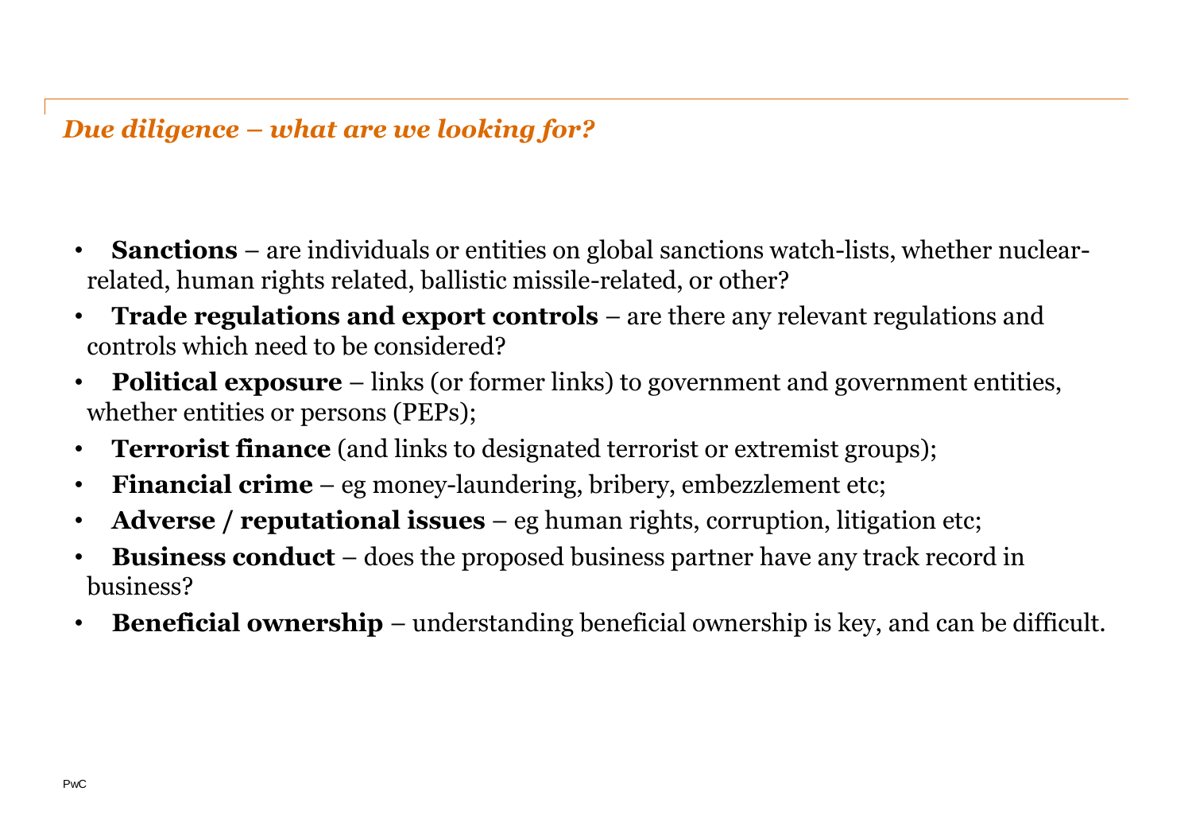## *Due diligence – what are we looking for?*

- **Sanctions** – are individuals or entities on global sanctions watch-lists, whether nuclear-related, human rights related, ballistic missile-related, or other?
- **Trade regulations and export controls** – are there any relevant regulations and controls which need to be considered?
- **Political exposure** – links (or former links) to government and government entities, whether entities or persons (PEPs);
- **Terrorist finance** (and links to designated terrorist or extremist groups);
- **Financial crime** – eg money-laundering, bribery, embezzlement etc;
- **Adverse / reputational issues** – eg human rights, corruption, litigation etc;
- **Business conduct** – does the proposed business partner have any track record in business?
- **Beneficial ownership** – understanding beneficial ownership is key, and can be difficult.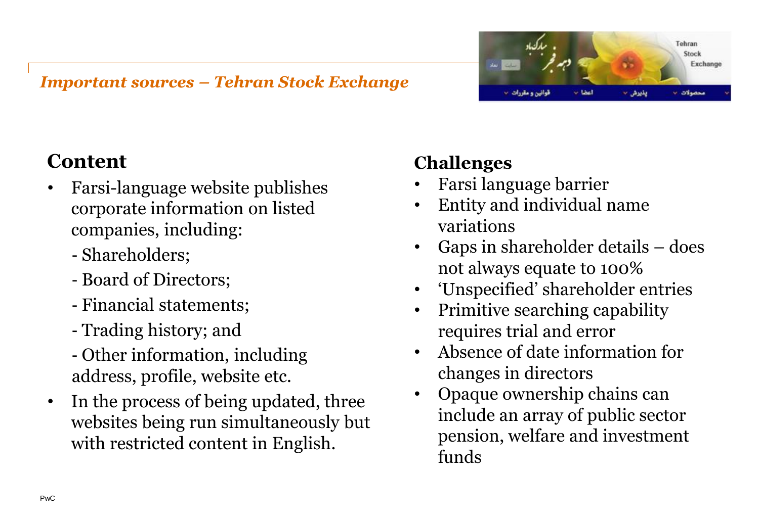*Important sources – Tehran Stock Exchange*

## Content

- Farsi-language website publishes corporate information on listed companies, including:
  - Shareholders;
  - Board of Directors;
  - Financial statements;
  - Trading history; and
  - Other information, including address, profile, website etc.
- In the process of being updated, three websites being run simultaneously but with restricted content in English.

## Challenges

- Farsi language barrier
- Entity and individual name variations
- Gaps in shareholder details – does not always equate to 100%
- 'Unspecified' shareholder entries
- Primitive searching capability requires trial and error
- Absence of date information for changes in directors
- Opaque ownership chains can include an array of public sector pension, welfare and investment funds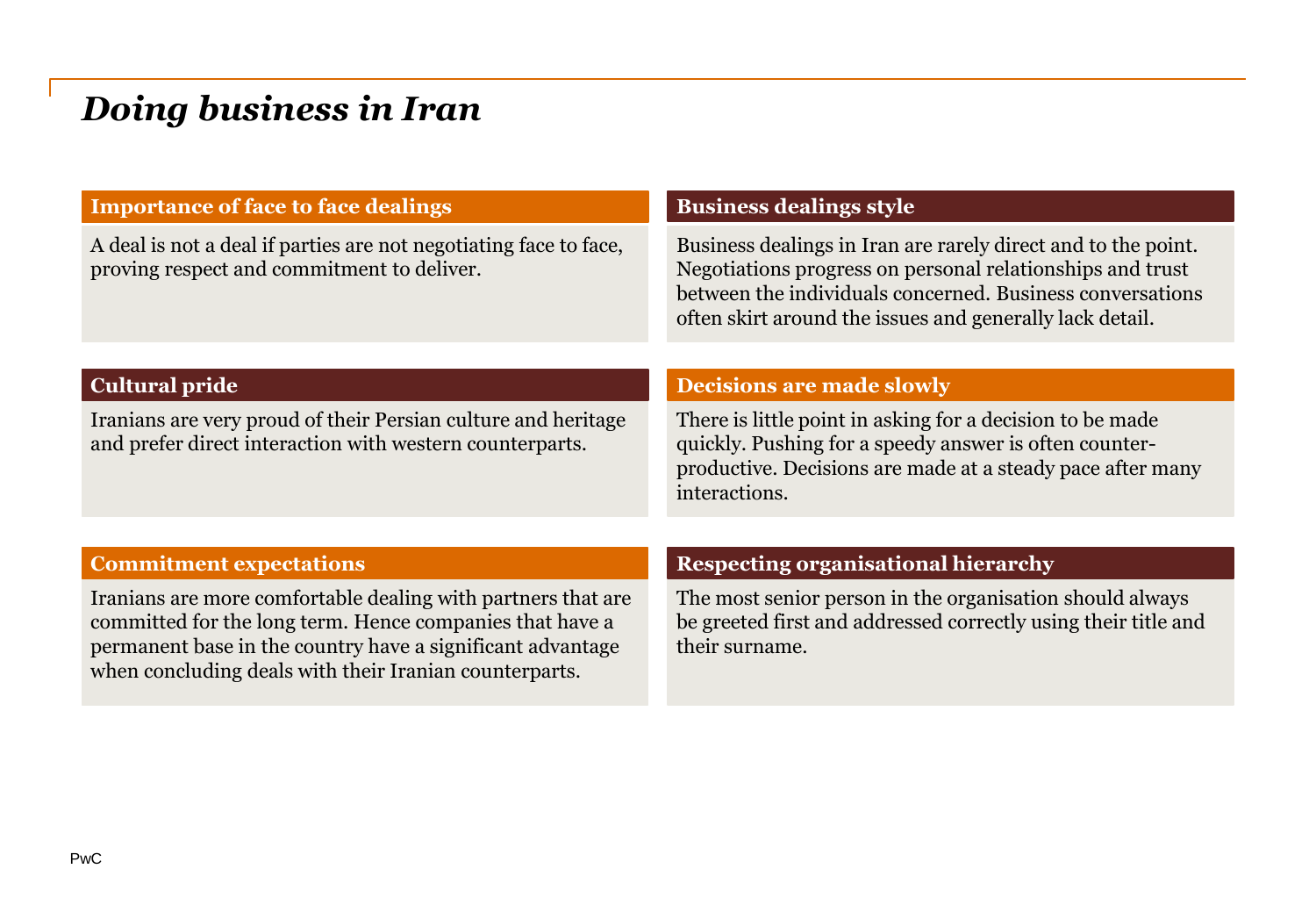# Doing business in Iran

### Importance of face to face dealings

A deal is not a deal if parties are not negotiating face to face, proving respect and commitment to deliver.

### Business dealings style

Business dealings in Iran are rarely direct and to the point. Negotiations progress on personal relationships and trust between the individuals concerned. Business conversations often skirt around the issues and generally lack detail.

### Cultural pride

Iranians are very proud of their Persian culture and heritage and prefer direct interaction with western counterparts.

### Decisions are made slowly

There is little point in asking for a decision to be made quickly. Pushing for a speedy answer is often counter-productive. Decisions are made at a steady pace after many interactions.

### Commitment expectations

Iranians are more comfortable dealing with partners that are committed for the long term. Hence companies that have a permanent base in the country have a significant advantage when concluding deals with their Iranian counterparts.

### Respecting organisational hierarchy

The most senior person in the organisation should always be greeted first and addressed correctly using their title and their surname.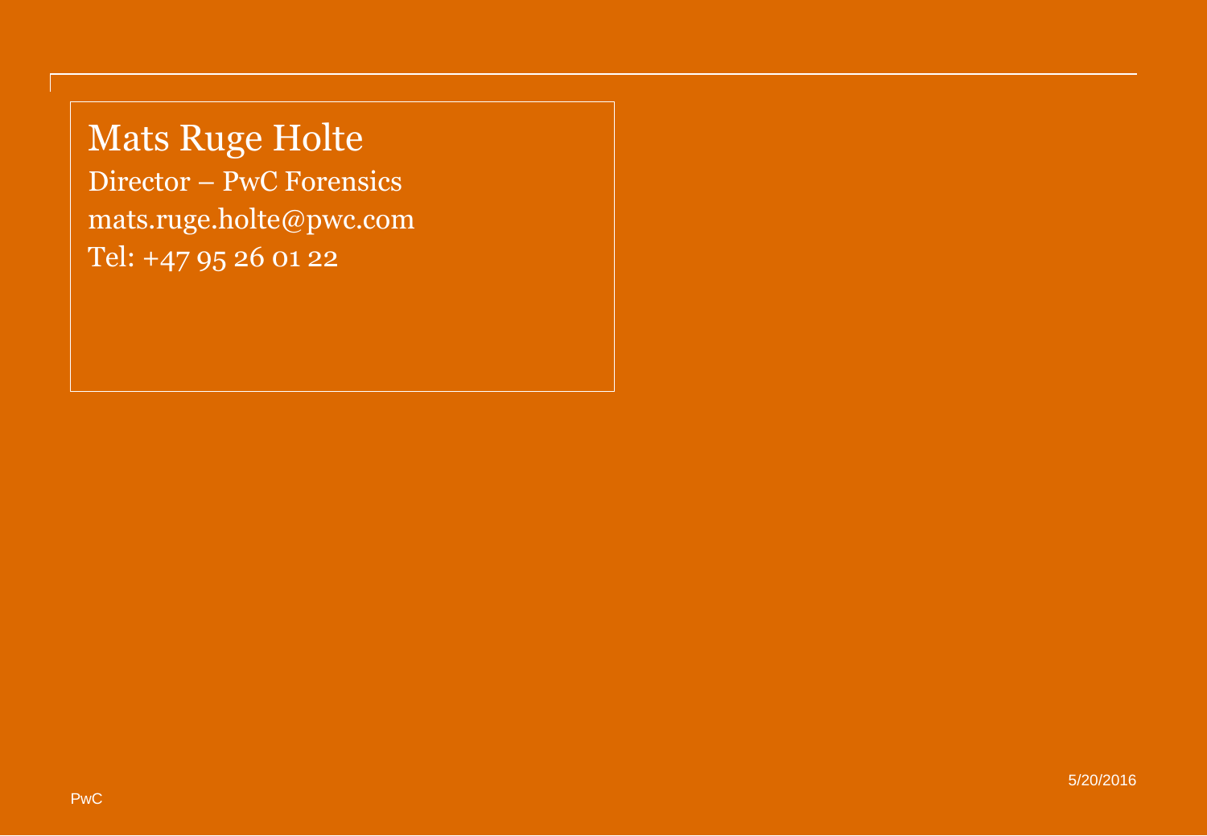Mats Ruge Holte

Director – PwC Forensics

mats.ruge.holte@pwc.com

Tel: +47 95 26 01 22